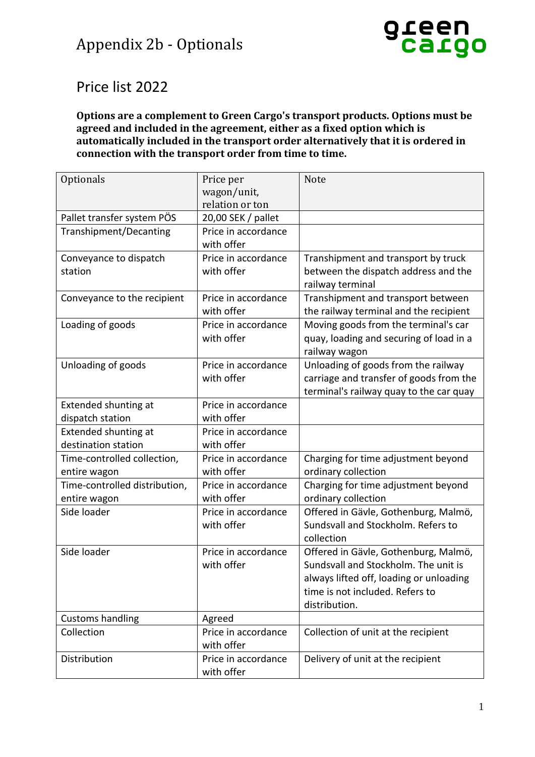# Appendix 2b - Optionals

## Price list 2022

**Options are a complement to Green Cargo's transport products. Options must be agreed and included in the agreement, either as a fixed option which is automatically included in the transport order alternatively that it is ordered in connection with the transport order from time to time.**

| Optionals | Price per wagon/unit, relation or ton | Note |
|---|---|---|
| Pallet transfer system PÖS | 20,00 SEK / pallet | |
| Transhipment/Decanting | Price in accordance with offer | |
| Conveyance to dispatch station | Price in accordance with offer | Transhipment and transport by truck between the dispatch address and the railway terminal |
| Conveyance to the recipient | Price in accordance with offer | Transhipment and transport between the railway terminal and the recipient |
| Loading of goods | Price in accordance with offer | Moving goods from the terminal's car quay, loading and securing of load in a railway wagon |
| Unloading of goods | Price in accordance with offer | Unloading of goods from the railway carriage and transfer of goods from the terminal's railway quay to the car quay |
| Extended shunting at dispatch station | Price in accordance with offer | |
| Extended shunting at destination station | Price in accordance with offer | |
| Time-controlled collection, entire wagon | Price in accordance with offer | Charging for time adjustment beyond ordinary collection |
| Time-controlled distribution, entire wagon | Price in accordance with offer | Charging for time adjustment beyond ordinary collection |
| Side loader | Price in accordance with offer | Offered in Gävle, Gothenburg, Malmö, Sundsvall and Stockholm. Refers to collection |
| Side loader | Price in accordance with offer | Offered in Gävle, Gothenburg, Malmö, Sundsvall and Stockholm. The unit is always lifted off, loading or unloading time is not included. Refers to distribution. |
| Customs handling | Agreed | |
| Collection | Price in accordance with offer | Collection of unit at the recipient |
| Distribution | Price in accordance with offer | Delivery of unit at the recipient |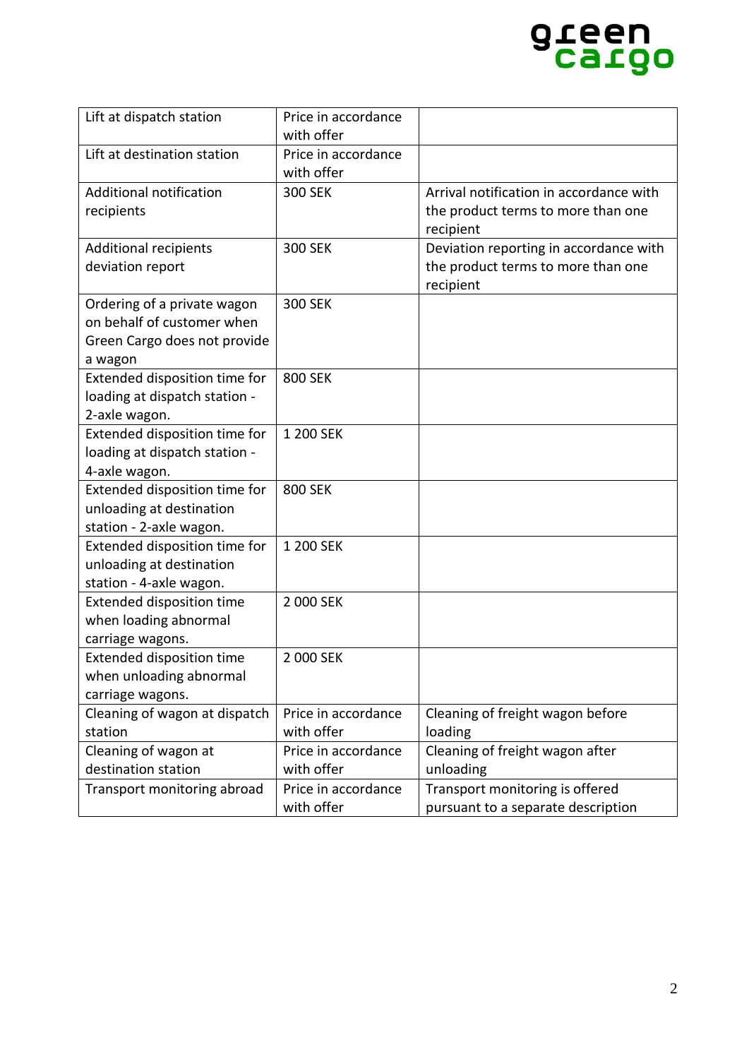| Lift at dispatch station | Price in accordance with offer | |
|---|---|---|
| Lift at destination station | Price in accordance with offer | |
| Additional notification recipients | 300 SEK | Arrival notification in accordance with the product terms to more than one recipient |
| Additional recipients deviation report | 300 SEK | Deviation reporting in accordance with the product terms to more than one recipient |
| Ordering of a private wagon on behalf of customer when Green Cargo does not provide a wagon | 300 SEK | |
| Extended disposition time for loading at dispatch station - 2-axle wagon. | 800 SEK | |
| Extended disposition time for loading at dispatch station - 4-axle wagon. | 1 200 SEK | |
| Extended disposition time for unloading at destination station - 2-axle wagon. | 800 SEK | |
| Extended disposition time for unloading at destination station - 4-axle wagon. | 1 200 SEK | |
| Extended disposition time when loading abnormal carriage wagons. | 2 000 SEK | |
| Extended disposition time when unloading abnormal carriage wagons. | 2 000 SEK | |
| Cleaning of wagon at dispatch station | Price in accordance with offer | Cleaning of freight wagon before loading |
| Cleaning of wagon at destination station | Price in accordance with offer | Cleaning of freight wagon after unloading |
| Transport monitoring abroad | Price in accordance with offer | Transport monitoring is offered pursuant to a separate description |